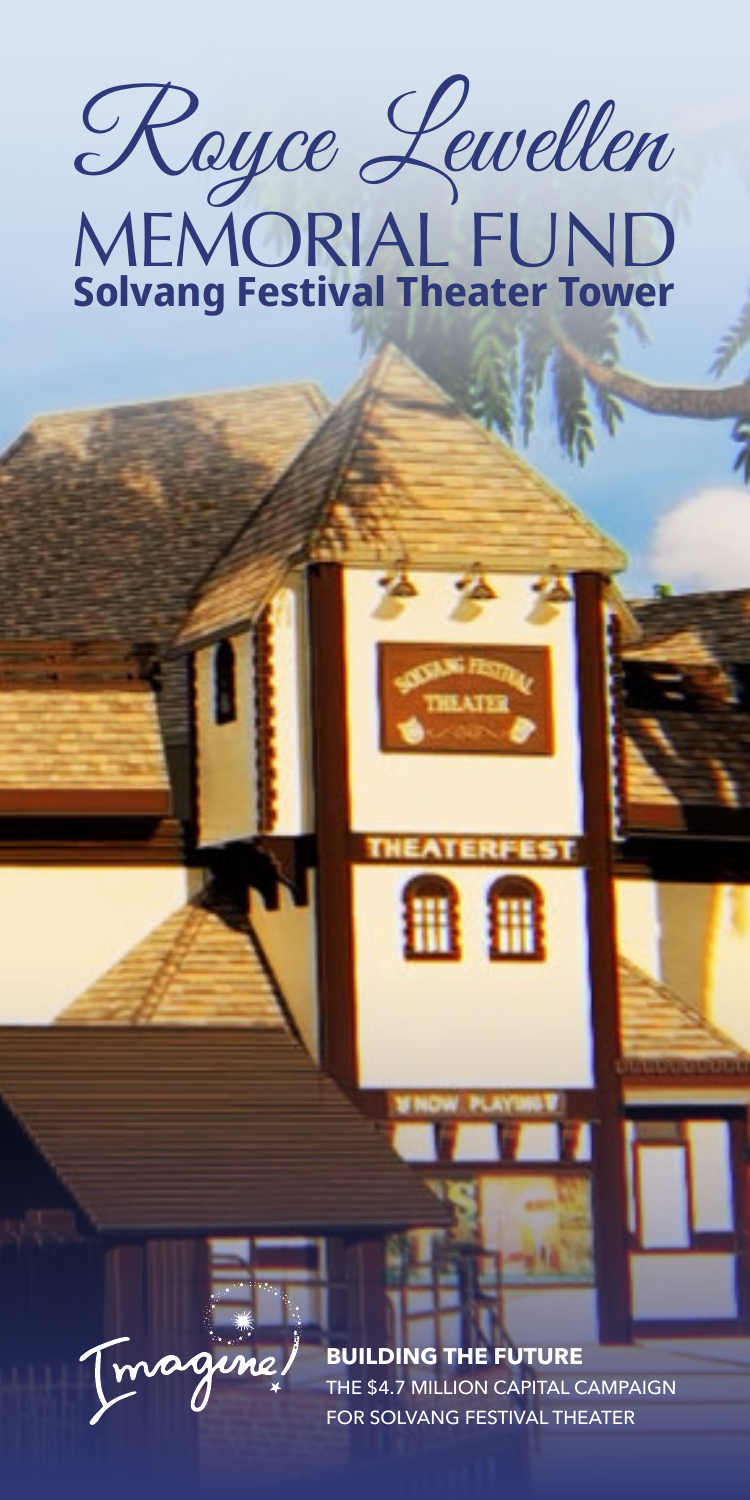# Royce Lewellen MEMORIAL FUND

## Solvang Festival Theater Tower

Imagine

**BUILDING THE FUTURE**

THE $4.7 MILLION CAPITAL CAMPAIGN FOR SOLVANG FESTIVAL THEATER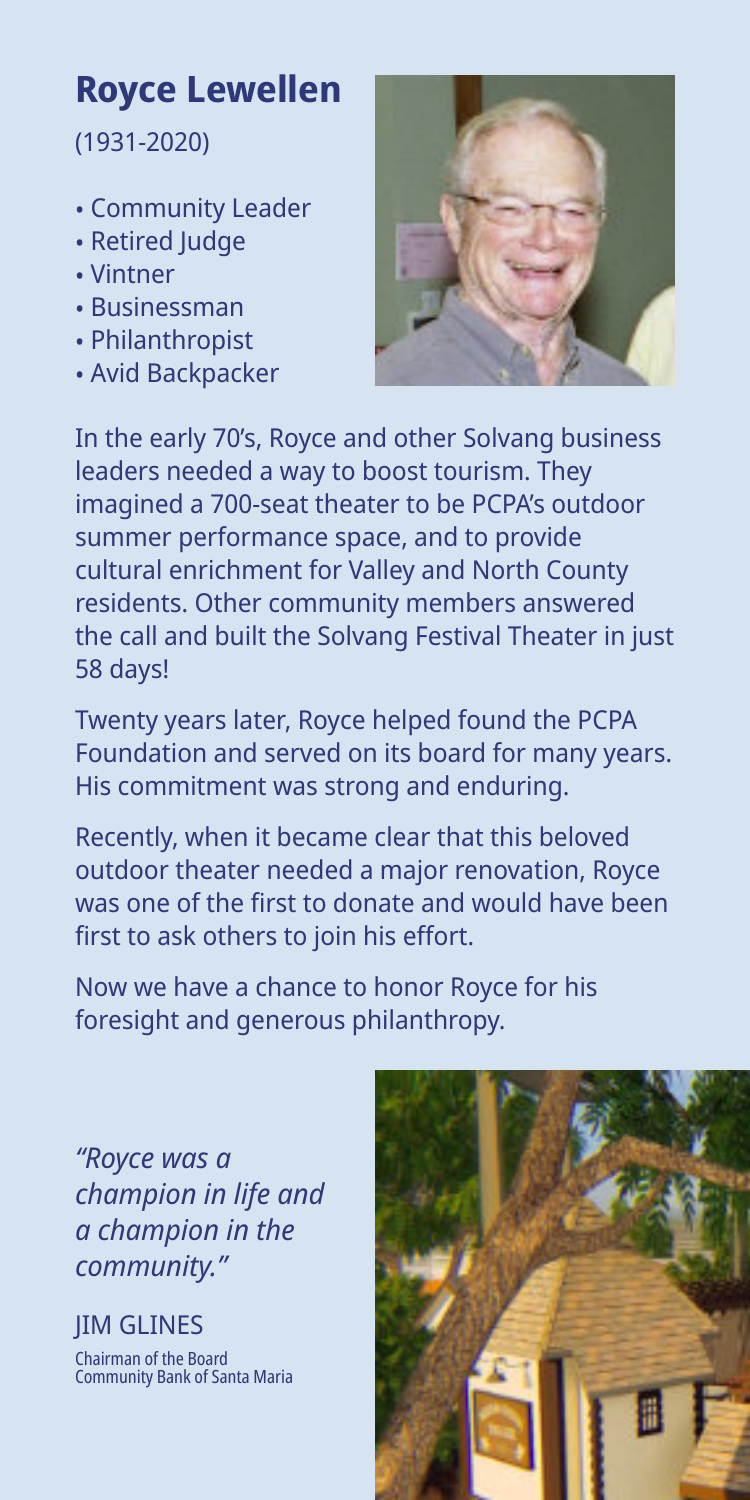## Royce Lewellen

(1931-2020)

- Community Leader
- Retired Judge
- Vintner
- Businessman
- Philanthropist
- Avid Backpacker

In the early 70's, Royce and other Solvang business leaders needed a way to boost tourism. They imagined a 700-seat theater to be PCPA's outdoor summer performance space, and to provide cultural enrichment for Valley and North County residents. Other community members answered the call and built the Solvang Festival Theater in just 58 days!

Twenty years later, Royce helped found the PCPA Foundation and served on its board for many years. His commitment was strong and enduring.

Recently, when it became clear that this beloved outdoor theater needed a major renovation, Royce was one of the first to donate and would have been first to ask others to join his effort.

Now we have a chance to honor Royce for his foresight and generous philanthropy.

*"Royce was a champion in life and a champion in the community."*

JIM GLINES
Chairman of the Board
Community Bank of Santa Maria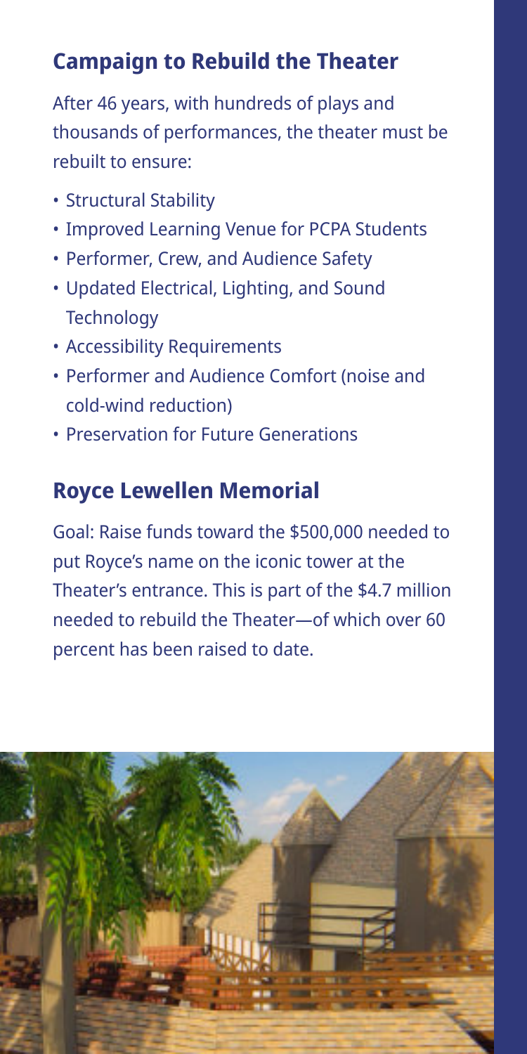## Campaign to Rebuild the Theater

After 46 years, with hundreds of plays and thousands of performances, the theater must be rebuilt to ensure:

- Structural Stability
- Improved Learning Venue for PCPA Students
- Performer, Crew, and Audience Safety
- Updated Electrical, Lighting, and Sound Technology
- Accessibility Requirements
- Performer and Audience Comfort (noise and cold-wind reduction)
- Preservation for Future Generations

## Royce Lewellen Memorial

Goal: Raise funds toward the $500,000 needed to put Royce's name on the iconic tower at the Theater's entrance. This is part of the $4.7 million needed to rebuild the Theater—of which over 60 percent has been raised to date.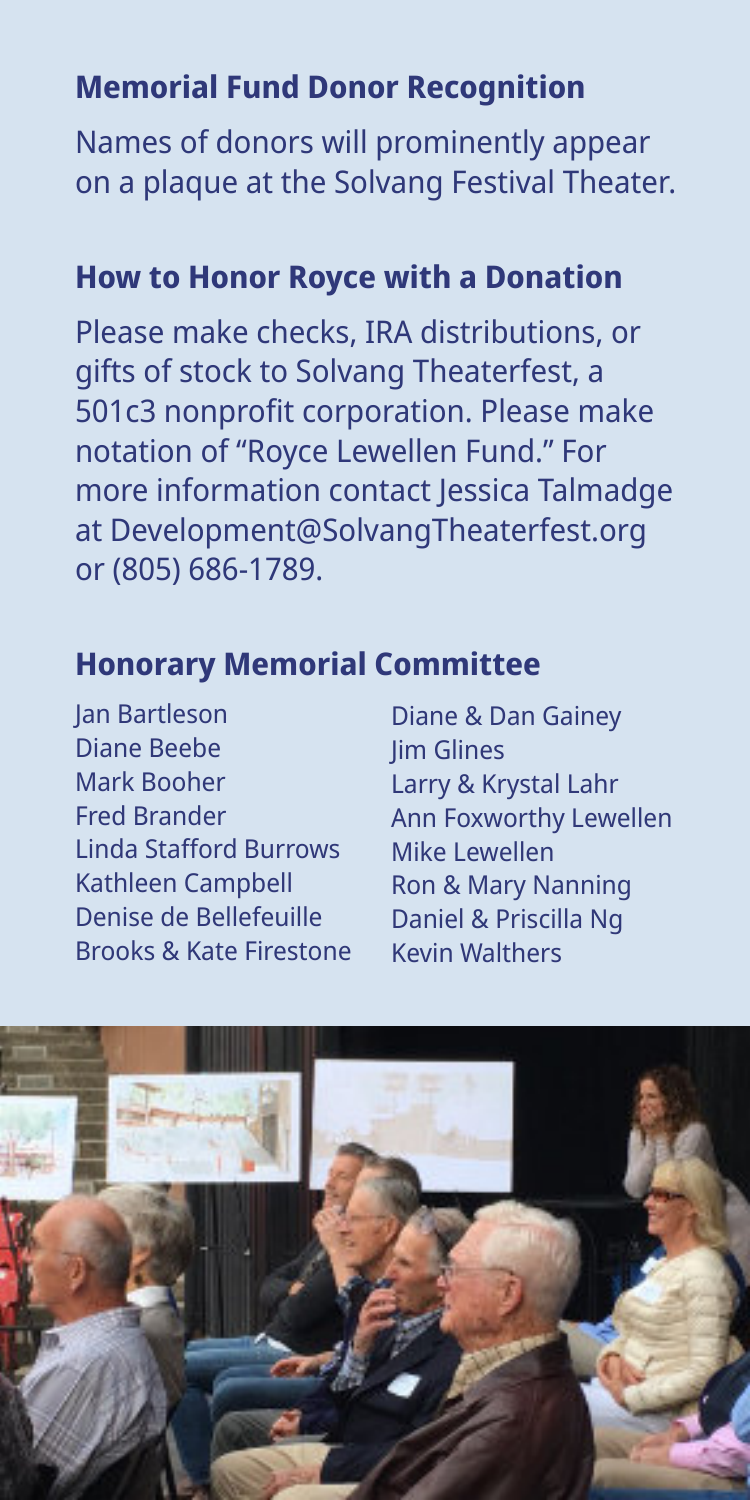## Memorial Fund Donor Recognition

Names of donors will prominently appear on a plaque at the Solvang Festival Theater.

## How to Honor Royce with a Donation

Please make checks, IRA distributions, or gifts of stock to Solvang Theaterfest, a 501c3 nonprofit corporation. Please make notation of "Royce Lewellen Fund." For more information contact Jessica Talmadge at Development@SolvangTheaterfest.org or (805) 686-1789.

## Honorary Memorial Committee

Jan Bartleson
Diane Beebe
Mark Booher
Fred Brander
Linda Stafford Burrows
Kathleen Campbell
Denise de Bellefeuille
Brooks & Kate Firestone
Diane & Dan Gainey
Jim Glines
Larry & Krystal Lahr
Ann Foxworthy Lewellen
Mike Lewellen
Ron & Mary Nanning
Daniel & Priscilla Ng
Kevin Walthers